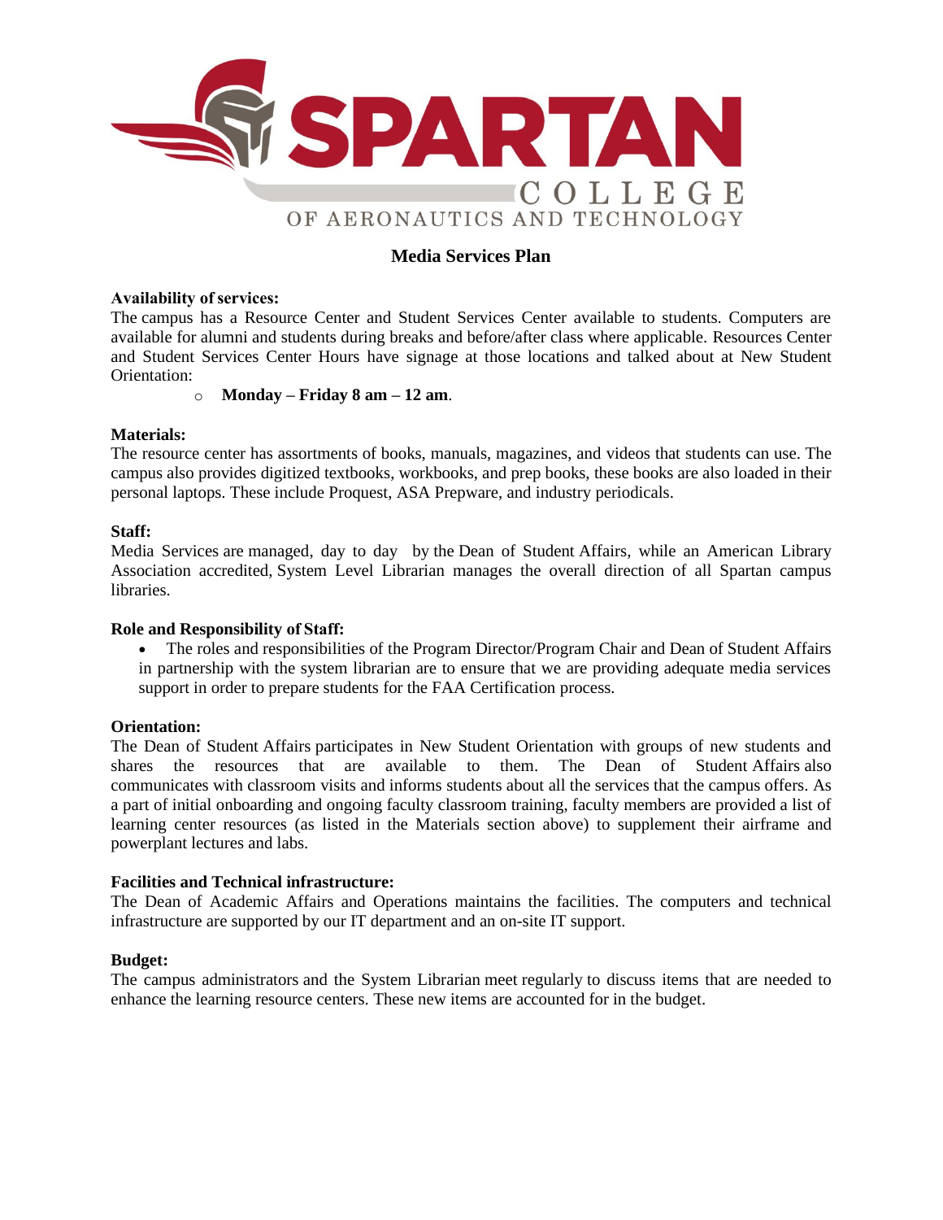# Media Services Plan

**Availability of services:**
The campus has a Resource Center and Student Services Center available to students. Computers are available for alumni and students during breaks and before/after class where applicable. Resources Center and Student Services Center Hours have signage at those locations and talked about at New Student Orientation:

- **Monday – Friday 8 am – 12 am**.

**Materials:**
The resource center has assortments of books, manuals, magazines, and videos that students can use. The campus also provides digitized textbooks, workbooks, and prep books, these books are also loaded in their personal laptops. These include Proquest, ASA Prepware, and industry periodicals.

**Staff:**
Media Services are managed, day to day by the Dean of Student Affairs, while an American Library Association accredited, System Level Librarian manages the overall direction of all Spartan campus libraries.

**Role and Responsibility of Staff:**

- The roles and responsibilities of the Program Director/Program Chair and Dean of Student Affairs in partnership with the system librarian are to ensure that we are providing adequate media services support in order to prepare students for the FAA Certification process.

**Orientation:**
The Dean of Student Affairs participates in New Student Orientation with groups of new students and shares the resources that are available to them. The Dean of Student Affairs also communicates with classroom visits and informs students about all the services that the campus offers. As a part of initial onboarding and ongoing faculty classroom training, faculty members are provided a list of learning center resources (as listed in the Materials section above) to supplement their airframe and powerplant lectures and labs.

**Facilities and Technical infrastructure:**
The Dean of Academic Affairs and Operations maintains the facilities. The computers and technical infrastructure are supported by our IT department and an on-site IT support.

**Budget:**
The campus administrators and the System Librarian meet regularly to discuss items that are needed to enhance the learning resource centers. These new items are accounted for in the budget.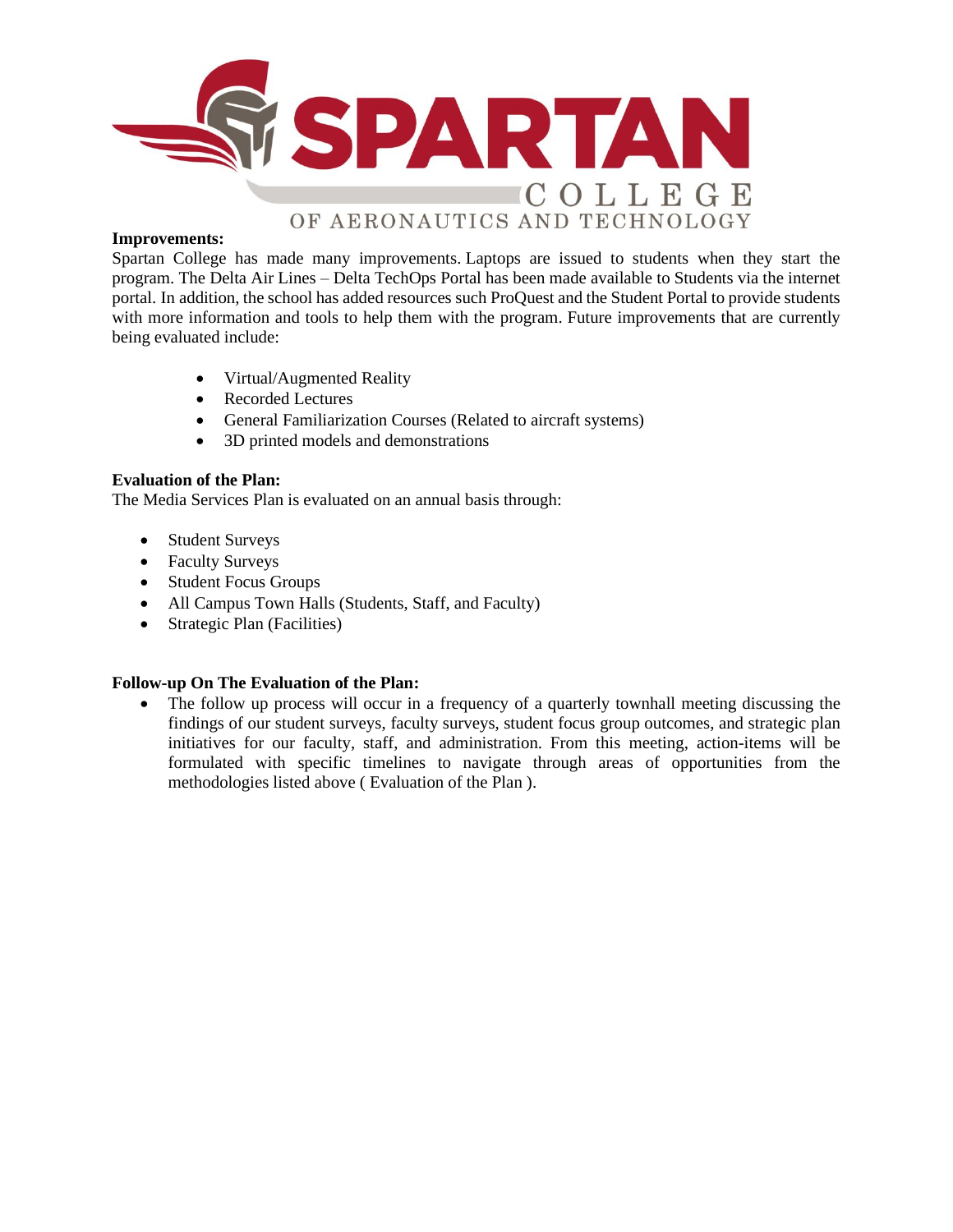**Improvements:**

Spartan College has made many improvements. Laptops are issued to students when they start the program. The Delta Air Lines – Delta TechOps Portal has been made available to Students via the internet portal. In addition, the school has added resources such ProQuest and the Student Portal to provide students with more information and tools to help them with the program. Future improvements that are currently being evaluated include:

- Virtual/Augmented Reality
- Recorded Lectures
- General Familiarization Courses (Related to aircraft systems)
- 3D printed models and demonstrations

**Evaluation of the Plan:**

The Media Services Plan is evaluated on an annual basis through:

- Student Surveys
- Faculty Surveys
- Student Focus Groups
- All Campus Town Halls (Students, Staff, and Faculty)
- Strategic Plan (Facilities)

**Follow-up On The Evaluation of the Plan:**

- The follow up process will occur in a frequency of a quarterly townhall meeting discussing the findings of our student surveys, faculty surveys, student focus group outcomes, and strategic plan initiatives for our faculty, staff, and administration. From this meeting, action-items will be formulated with specific timelines to navigate through areas of opportunities from the methodologies listed above ( Evaluation of the Plan ).